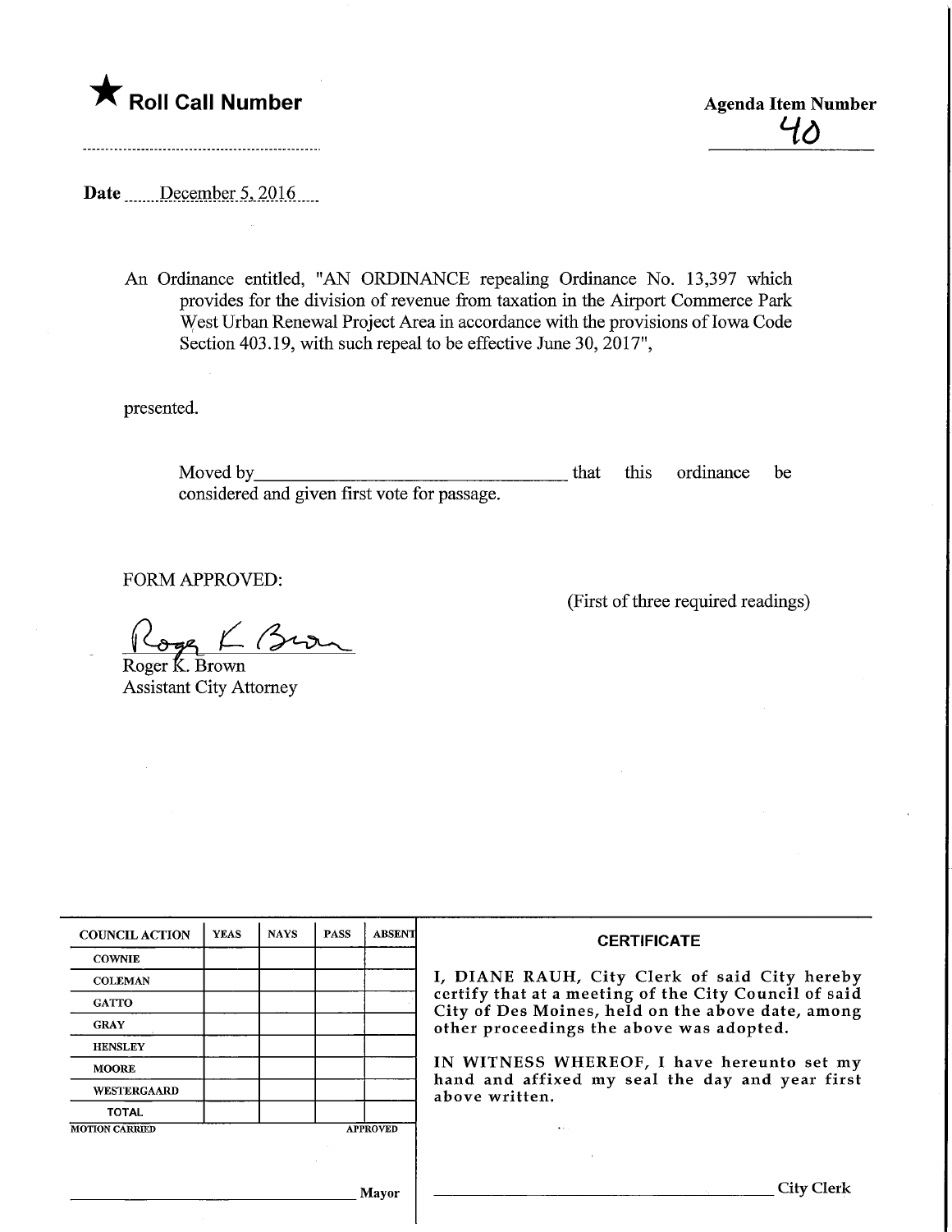★ **Roll Call Number**

**Agenda Item Number**
40

**Date** December 5, 2016

An Ordinance entitled, "AN ORDINANCE repealing Ordinance No. 13,397 which provides for the division of revenue from taxation in the Airport Commerce Park West Urban Renewal Project Area in accordance with the provisions of Iowa Code Section 403.19, with such repeal to be effective June 30, 2017",

presented.

Moved by\_\_\_\_\_\_\_\_\_\_\_\_\_\_\_\_\_\_\_\_\_\_\_\_\_\_\_\_\_\_ that this ordinance be considered and given first vote for passage.

FORM APPROVED:

Roger K. Brown
Roger K. Brown
Assistant City Attorney

(First of three required readings)

| COUNCIL ACTION | YEAS | NAYS | PASS | ABSENT |
|---|---|---|---|---|
| COWNIE | | | | |
| COLEMAN | | | | |
| GATTO | | | | |
| GRAY | | | | |
| HENSLEY | | | | |
| MOORE | | | | |
| WESTERGAARD | | | | |
| TOTAL | | | | |

MOTION CARRIED APPROVED

\_\_\_\_\_\_\_\_\_\_\_\_\_\_\_\_\_\_\_\_\_\_\_\_\_\_\_\_ Mayor

**CERTIFICATE**

I, DIANE RAUH, City Clerk of said City hereby certify that at a meeting of the City Council of said City of Des Moines, held on the above date, among other proceedings the above was adopted.

IN WITNESS WHEREOF, I have hereunto set my hand and affixed my seal the day and year first above written.

\_\_\_\_\_\_\_\_\_\_\_\_\_\_\_\_\_\_\_\_\_\_\_\_\_\_\_\_ City Clerk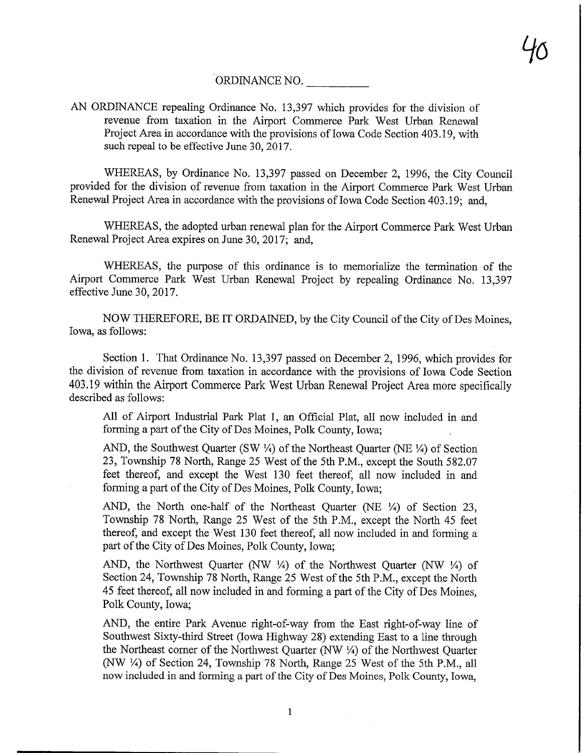ORDINANCE NO. __________

AN ORDINANCE repealing Ordinance No. 13,397 which provides for the division of revenue from taxation in the Airport Commerce Park West Urban Renewal Project Area in accordance with the provisions of Iowa Code Section 403.19, with such repeal to be effective June 30, 2017.

WHEREAS, by Ordinance No. 13,397 passed on December 2, 1996, the City Council provided for the division of revenue from taxation in the Airport Commerce Park West Urban Renewal Project Area in accordance with the provisions of Iowa Code Section 403.19; and,

WHEREAS, the adopted urban renewal plan for the Airport Commerce Park West Urban Renewal Project Area expires on June 30, 2017; and,

WHEREAS, the purpose of this ordinance is to memorialize the termination of the Airport Commerce Park West Urban Renewal Project by repealing Ordinance No. 13,397 effective June 30, 2017.

NOW THEREFORE, BE IT ORDAINED, by the City Council of the City of Des Moines, Iowa, as follows:

Section 1. That Ordinance No. 13,397 passed on December 2, 1996, which provides for the division of revenue from taxation in accordance with the provisions of Iowa Code Section 403.19 within the Airport Commerce Park West Urban Renewal Project Area more specifically described as follows:

> All of Airport Industrial Park Plat 1, an Official Plat, all now included in and forming a part of the City of Des Moines, Polk County, Iowa;
>
> AND, the Southwest Quarter (SW ¼) of the Northeast Quarter (NE ¼) of Section 23, Township 78 North, Range 25 West of the 5th P.M., except the South 582.07 feet thereof, and except the West 130 feet thereof, all now included in and forming a part of the City of Des Moines, Polk County, Iowa;
>
> AND, the North one-half of the Northeast Quarter (NE ¼) of Section 23, Township 78 North, Range 25 West of the 5th P.M., except the North 45 feet thereof, and except the West 130 feet thereof, all now included in and forming a part of the City of Des Moines, Polk County, Iowa;
>
> AND, the Northwest Quarter (NW ¼) of the Northwest Quarter (NW ¼) of Section 24, Township 78 North, Range 25 West of the 5th P.M., except the North 45 feet thereof, all now included in and forming a part of the City of Des Moines, Polk County, Iowa;
>
> AND, the entire Park Avenue right-of-way from the East right-of-way line of Southwest Sixty-third Street (Iowa Highway 28) extending East to a line through the Northeast corner of the Northwest Quarter (NW ¼) of the Northwest Quarter (NW ¼) of Section 24, Township 78 North, Range 25 West of the 5th P.M., all now included in and forming a part of the City of Des Moines, Polk County, Iowa,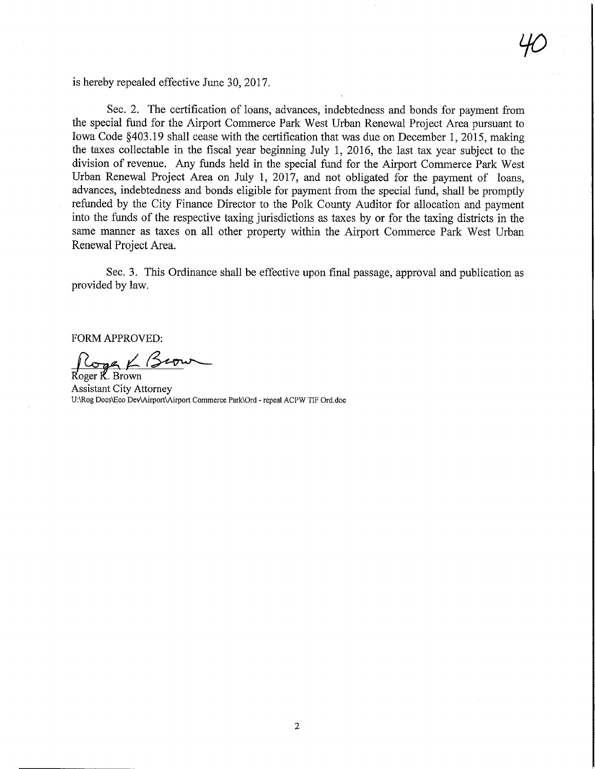is hereby repealed effective June 30, 2017.

Sec. 2. The certification of loans, advances, indebtedness and bonds for payment from the special fund for the Airport Commerce Park West Urban Renewal Project Area pursuant to Iowa Code §403.19 shall cease with the certification that was due on December 1, 2015, making the taxes collectable in the fiscal year beginning July 1, 2016, the last tax year subject to the division of revenue. Any funds held in the special fund for the Airport Commerce Park West Urban Renewal Project Area on July 1, 2017, and not obligated for the payment of loans, advances, indebtedness and bonds eligible for payment from the special fund, shall be promptly refunded by the City Finance Director to the Polk County Auditor for allocation and payment into the funds of the respective taxing jurisdictions as taxes by or for the taxing districts in the same manner as taxes on all other property within the Airport Commerce Park West Urban Renewal Project Area.

Sec. 3. This Ordinance shall be effective upon final passage, approval and publication as provided by law.

FORM APPROVED:

Roger K. Brown
Assistant City Attorney
U:\Rog Docs\Eco Dev\Airport\Airport Commerce Park\Ord - repeal ACPW TIF Ord.doc